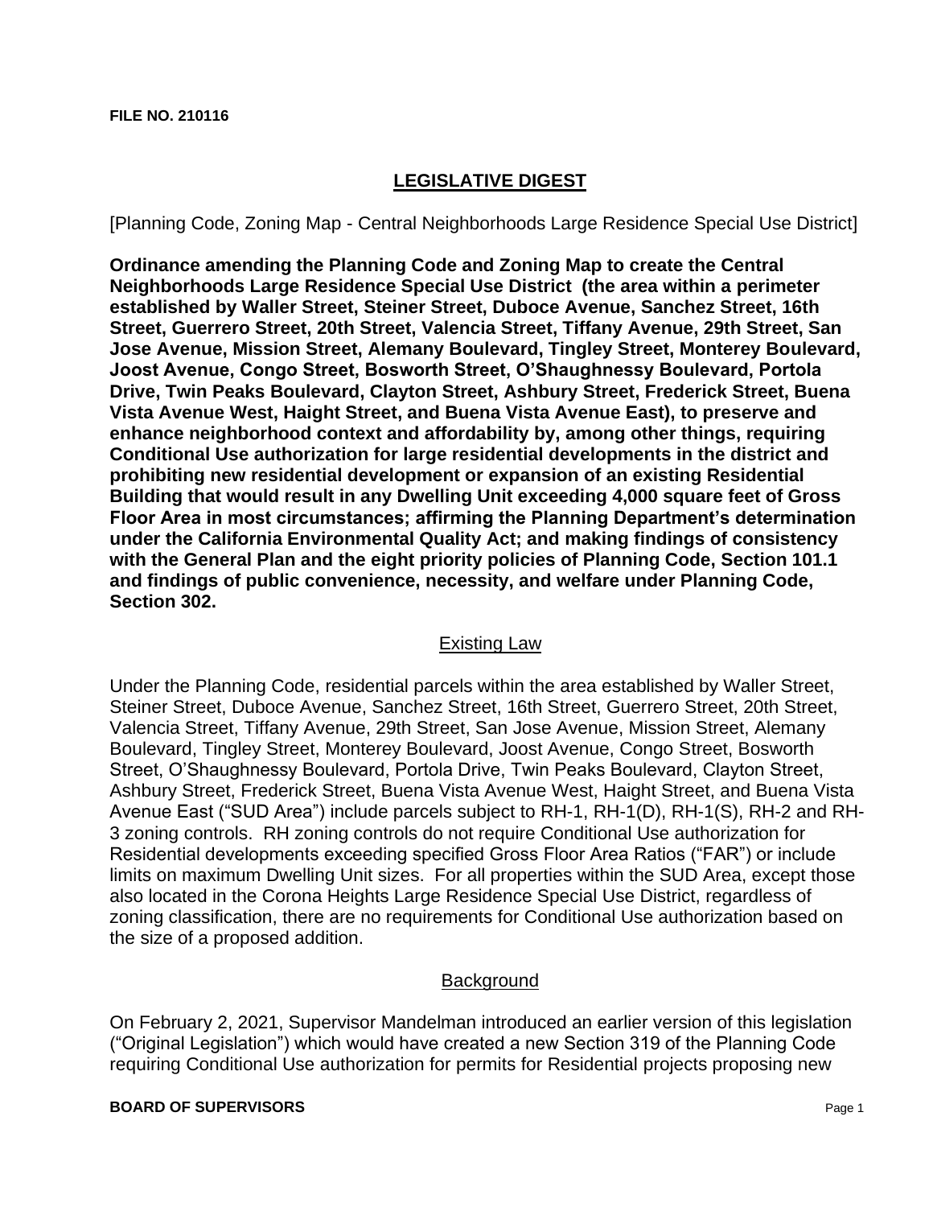**FILE NO. 210116**

## LEGISLATIVE DIGEST

[Planning Code, Zoning Map - Central Neighborhoods Large Residence Special Use District]

**Ordinance amending the Planning Code and Zoning Map to create the Central Neighborhoods Large Residence Special Use District (the area within a perimeter established by Waller Street, Steiner Street, Duboce Avenue, Sanchez Street, 16th Street, Guerrero Street, 20th Street, Valencia Street, Tiffany Avenue, 29th Street, San Jose Avenue, Mission Street, Alemany Boulevard, Tingley Street, Monterey Boulevard, Joost Avenue, Congo Street, Bosworth Street, O'Shaughnessy Boulevard, Portola Drive, Twin Peaks Boulevard, Clayton Street, Ashbury Street, Frederick Street, Buena Vista Avenue West, Haight Street, and Buena Vista Avenue East), to preserve and enhance neighborhood context and affordability by, among other things, requiring Conditional Use authorization for large residential developments in the district and prohibiting new residential development or expansion of an existing Residential Building that would result in any Dwelling Unit exceeding 4,000 square feet of Gross Floor Area in most circumstances; affirming the Planning Department's determination under the California Environmental Quality Act; and making findings of consistency with the General Plan and the eight priority policies of Planning Code, Section 101.1 and findings of public convenience, necessity, and welfare under Planning Code, Section 302.**

### Existing Law

Under the Planning Code, residential parcels within the area established by Waller Street, Steiner Street, Duboce Avenue, Sanchez Street, 16th Street, Guerrero Street, 20th Street, Valencia Street, Tiffany Avenue, 29th Street, San Jose Avenue, Mission Street, Alemany Boulevard, Tingley Street, Monterey Boulevard, Joost Avenue, Congo Street, Bosworth Street, O'Shaughnessy Boulevard, Portola Drive, Twin Peaks Boulevard, Clayton Street, Ashbury Street, Frederick Street, Buena Vista Avenue West, Haight Street, and Buena Vista Avenue East ("SUD Area") include parcels subject to RH-1, RH-1(D), RH-1(S), RH-2 and RH-3 zoning controls. RH zoning controls do not require Conditional Use authorization for Residential developments exceeding specified Gross Floor Area Ratios ("FAR") or include limits on maximum Dwelling Unit sizes. For all properties within the SUD Area, except those also located in the Corona Heights Large Residence Special Use District, regardless of zoning classification, there are no requirements for Conditional Use authorization based on the size of a proposed addition.

### Background

On February 2, 2021, Supervisor Mandelman introduced an earlier version of this legislation ("Original Legislation") which would have created a new Section 319 of the Planning Code requiring Conditional Use authorization for permits for Residential projects proposing new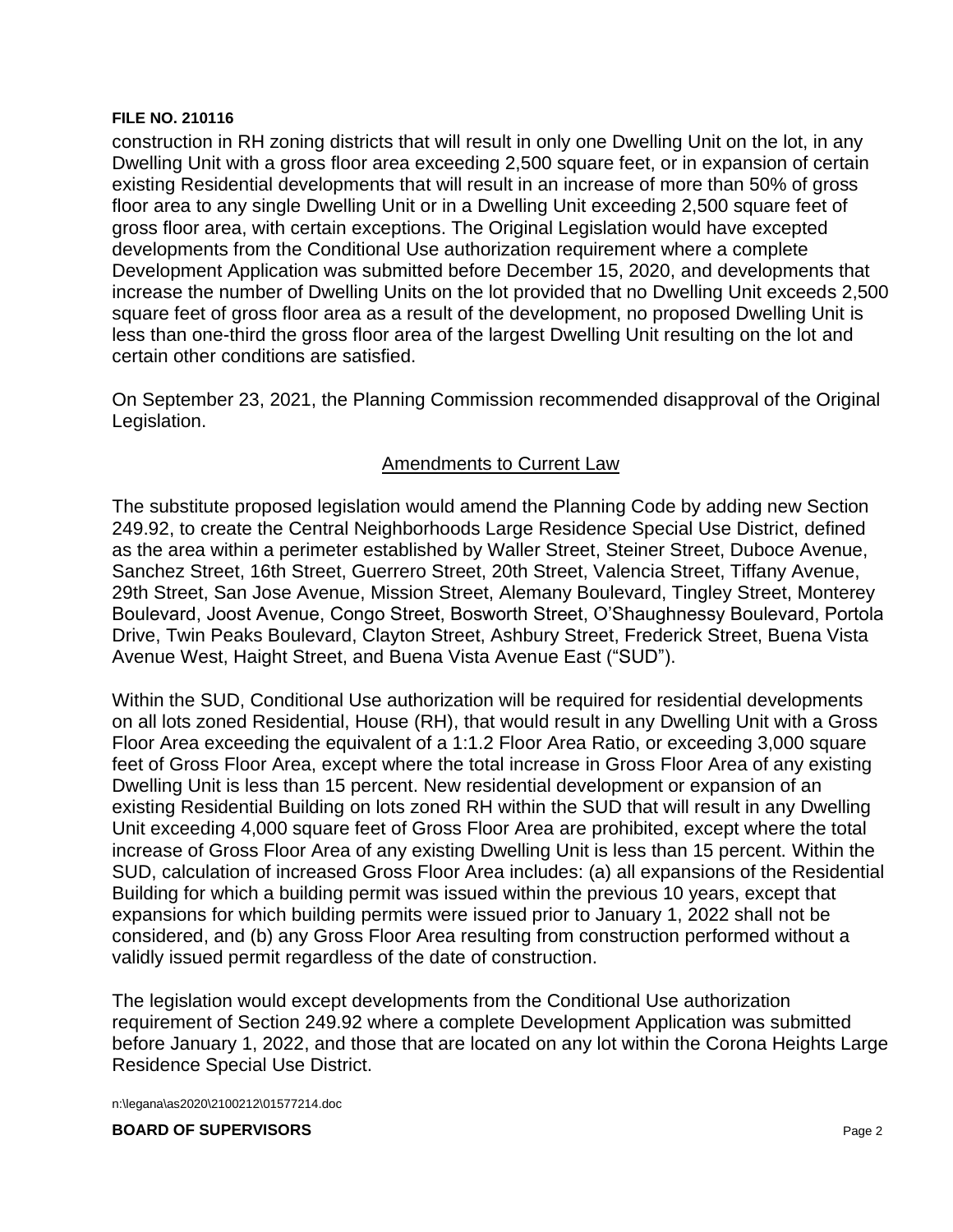construction in RH zoning districts that will result in only one Dwelling Unit on the lot, in any Dwelling Unit with a gross floor area exceeding 2,500 square feet, or in expansion of certain existing Residential developments that will result in an increase of more than 50% of gross floor area to any single Dwelling Unit or in a Dwelling Unit exceeding 2,500 square feet of gross floor area, with certain exceptions. The Original Legislation would have excepted developments from the Conditional Use authorization requirement where a complete Development Application was submitted before December 15, 2020, and developments that increase the number of Dwelling Units on the lot provided that no Dwelling Unit exceeds 2,500 square feet of gross floor area as a result of the development, no proposed Dwelling Unit is less than one-third the gross floor area of the largest Dwelling Unit resulting on the lot and certain other conditions are satisfied.

On September 23, 2021, the Planning Commission recommended disapproval of the Original Legislation.

## Amendments to Current Law

The substitute proposed legislation would amend the Planning Code by adding new Section 249.92, to create the Central Neighborhoods Large Residence Special Use District, defined as the area within a perimeter established by Waller Street, Steiner Street, Duboce Avenue, Sanchez Street, 16th Street, Guerrero Street, 20th Street, Valencia Street, Tiffany Avenue, 29th Street, San Jose Avenue, Mission Street, Alemany Boulevard, Tingley Street, Monterey Boulevard, Joost Avenue, Congo Street, Bosworth Street, O'Shaughnessy Boulevard, Portola Drive, Twin Peaks Boulevard, Clayton Street, Ashbury Street, Frederick Street, Buena Vista Avenue West, Haight Street, and Buena Vista Avenue East ("SUD").

Within the SUD, Conditional Use authorization will be required for residential developments on all lots zoned Residential, House (RH), that would result in any Dwelling Unit with a Gross Floor Area exceeding the equivalent of a 1:1.2 Floor Area Ratio, or exceeding 3,000 square feet of Gross Floor Area, except where the total increase in Gross Floor Area of any existing Dwelling Unit is less than 15 percent. New residential development or expansion of an existing Residential Building on lots zoned RH within the SUD that will result in any Dwelling Unit exceeding 4,000 square feet of Gross Floor Area are prohibited, except where the total increase of Gross Floor Area of any existing Dwelling Unit is less than 15 percent. Within the SUD, calculation of increased Gross Floor Area includes: (a) all expansions of the Residential Building for which a building permit was issued within the previous 10 years, except that expansions for which building permits were issued prior to January 1, 2022 shall not be considered, and (b) any Gross Floor Area resulting from construction performed without a validly issued permit regardless of the date of construction.

The legislation would except developments from the Conditional Use authorization requirement of Section 249.92 where a complete Development Application was submitted before January 1, 2022, and those that are located on any lot within the Corona Heights Large Residence Special Use District.